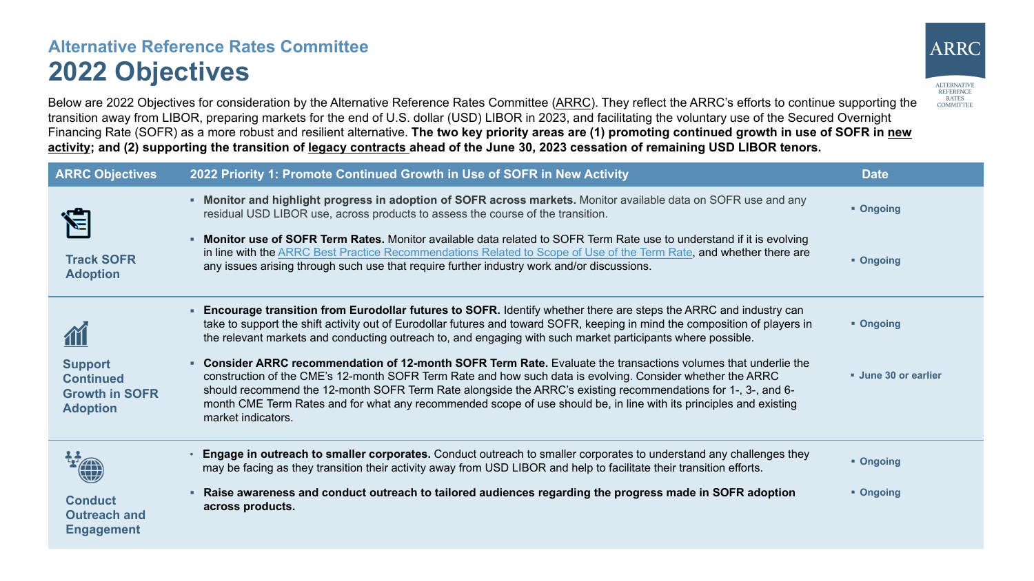## Alternative Reference Rates Committee

# 2022 Objectives

Below are 2022 Objectives for consideration by the Alternative Reference Rates Committee (ARRC). They reflect the ARRC's efforts to continue supporting the transition away from LIBOR, preparing markets for the end of U.S. dollar (USD) LIBOR in 2023, and facilitating the voluntary use of the Secured Overnight Financing Rate (SOFR) as a more robust and resilient alternative. **The two key priority areas are (1) promoting continued growth in use of SOFR in new activity; and (2) supporting the transition of legacy contracts ahead of the June 30, 2023 cessation of remaining USD LIBOR tenors.**

| ARRC Objectives | 2022 Priority 1: Promote Continued Growth in Use of SOFR in New Activity | Date |
|---|---|---|
| **Track SOFR Adoption** | **Monitor and highlight progress in adoption of SOFR across markets.** Monitor available data on SOFR use and any residual USD LIBOR use, across products to assess the course of the transition. | Ongoing |
| | **Monitor use of SOFR Term Rates.** Monitor available data related to SOFR Term Rate use to understand if it is evolving in line with the ARRC Best Practice Recommendations Related to Scope of Use of the Term Rate, and whether there are any issues arising through such use that require further industry work and/or discussions. | Ongoing |
| **Support Continued Growth in SOFR Adoption** | **Encourage transition from Eurodollar futures to SOFR.** Identify whether there are steps the ARRC and industry can take to support the shift activity out of Eurodollar futures and toward SOFR, keeping in mind the composition of players in the relevant markets and conducting outreach to, and engaging with such market participants where possible. | Ongoing |
| | **Consider ARRC recommendation of 12-month SOFR Term Rate.** Evaluate the transactions volumes that underlie the construction of the CME's 12-month SOFR Term Rate and how such data is evolving. Consider whether the ARRC should recommend the 12-month SOFR Term Rate alongside the ARRC's existing recommendations for 1-, 3-, and 6-month CME Term Rates and for what any recommended scope of use should be, in line with its principles and existing market indicators. | June 30 or earlier |
| **Conduct Outreach and Engagement** | **Engage in outreach to smaller corporates.** Conduct outreach to smaller corporates to understand any challenges they may be facing as they transition their activity away from USD LIBOR and help to facilitate their transition efforts. | Ongoing |
| | **Raise awareness and conduct outreach to tailored audiences regarding the progress made in SOFR adoption across products.** | Ongoing |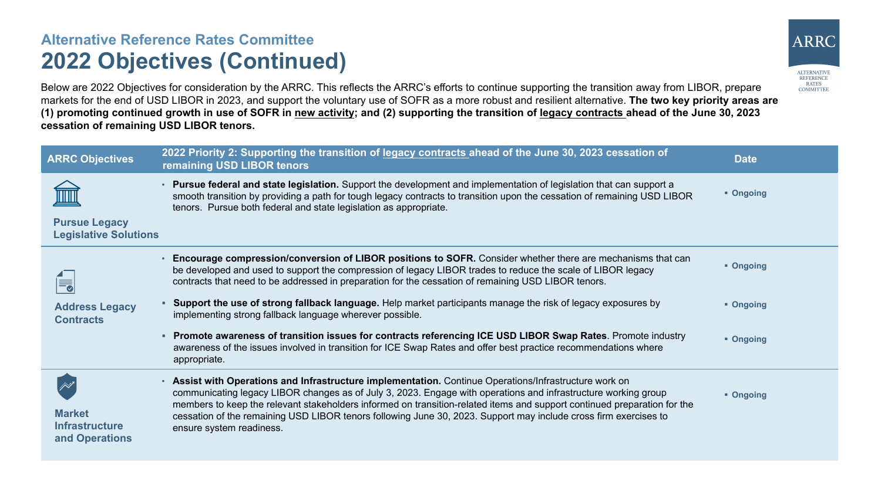## Alternative Reference Rates Committee

# 2022 Objectives (Continued)

Below are 2022 Objectives for consideration by the ARRC. This reflects the ARRC's efforts to continue supporting the transition away from LIBOR, prepare markets for the end of USD LIBOR in 2023, and support the voluntary use of SOFR as a more robust and resilient alternative. **The two key priority areas are (1) promoting continued growth in use of SOFR in new activity; and (2) supporting the transition of legacy contracts ahead of the June 30, 2023 cessation of remaining USD LIBOR tenors.**

| ARRC Objectives | 2022 Priority 2: Supporting the transition of legacy contracts ahead of the June 30, 2023 cessation of remaining USD LIBOR tenors | Date |
|---|---|---|
| **Pursue Legacy Legislative Solutions** | • **Pursue federal and state legislation.** Support the development and implementation of legislation that can support a smooth transition by providing a path for tough legacy contracts to transition upon the cessation of remaining USD LIBOR tenors. Pursue both federal and state legislation as appropriate. | ▪ Ongoing |
| **Address Legacy Contracts** | • **Encourage compression/conversion of LIBOR positions to SOFR.** Consider whether there are mechanisms that can be developed and used to support the compression of legacy LIBOR trades to reduce the scale of LIBOR legacy contracts that need to be addressed in preparation for the cessation of remaining USD LIBOR tenors. | ▪ Ongoing |
| | ▪ **Support the use of strong fallback language.** Help market participants manage the risk of legacy exposures by implementing strong fallback language wherever possible. | ▪ Ongoing |
| | ▪ **Promote awareness of transition issues for contracts referencing ICE USD LIBOR Swap Rates**. Promote industry awareness of the issues involved in transition for ICE Swap Rates and offer best practice recommendations where appropriate. | ▪ Ongoing |
| **Market Infrastructure and Operations** | • **Assist with Operations and Infrastructure implementation.** Continue Operations/Infrastructure work on communicating legacy LIBOR changes as of July 3, 2023. Engage with operations and infrastructure working group members to keep the relevant stakeholders informed on transition-related items and support continued preparation for the cessation of the remaining USD LIBOR tenors following June 30, 2023. Support may include cross firm exercises to ensure system readiness. | ▪ Ongoing |